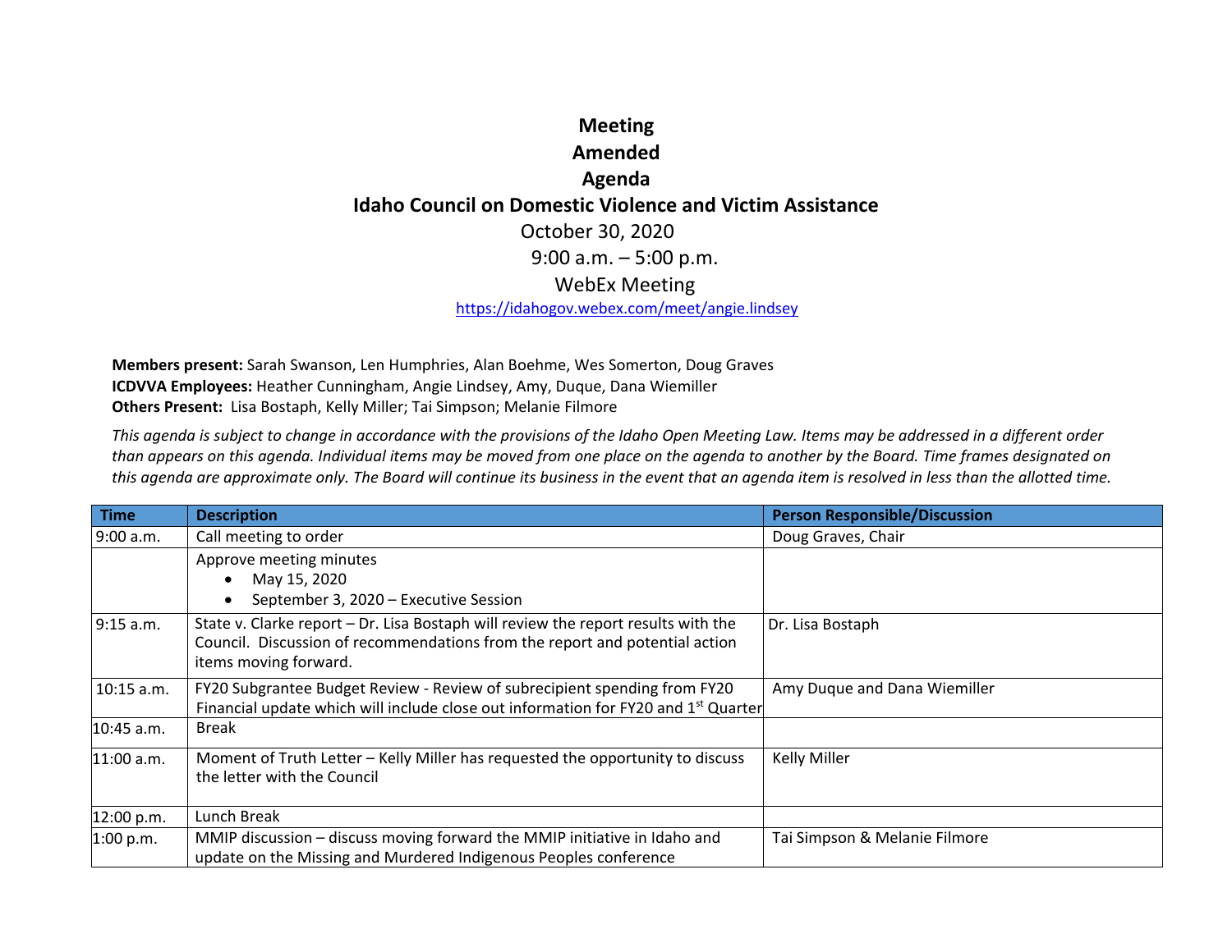# Meeting
# Amended
# Agenda
## Idaho Council on Domestic Violence and Victim Assistance

October 30, 2020

9:00 a.m. – 5:00 p.m.

WebEx Meeting

https://idahogov.webex.com/meet/angie.lindsey

**Members present:** Sarah Swanson, Len Humphries, Alan Boehme, Wes Somerton, Doug Graves
**ICDVVA Employees:** Heather Cunningham, Angie Lindsey, Amy, Duque, Dana Wiemiller
**Others Present:** Lisa Bostaph, Kelly Miller; Tai Simpson; Melanie Filmore

*This agenda is subject to change in accordance with the provisions of the Idaho Open Meeting Law. Items may be addressed in a different order than appears on this agenda. Individual items may be moved from one place on the agenda to another by the Board. Time frames designated on this agenda are approximate only. The Board will continue its business in the event that an agenda item is resolved in less than the allotted time.*

| Time | Description | Person Responsible/Discussion |
|---|---|---|
| 9:00 a.m. | Call meeting to order | Doug Graves, Chair |
| | Approve meeting minutes<br>• May 15, 2020<br>• September 3, 2020 – Executive Session | |
| 9:15 a.m. | State v. Clarke report – Dr. Lisa Bostaph will review the report results with the Council. Discussion of recommendations from the report and potential action items moving forward. | Dr. Lisa Bostaph |
| 10:15 a.m. | FY20 Subgrantee Budget Review - Review of subrecipient spending from FY20 Financial update which will include close out information for FY20 and 1st Quarter | Amy Duque and Dana Wiemiller |
| 10:45 a.m. | Break | |
| 11:00 a.m. | Moment of Truth Letter – Kelly Miller has requested the opportunity to discuss the letter with the Council | Kelly Miller |
| 12:00 p.m. | Lunch Break | |
| 1:00 p.m. | MMIP discussion – discuss moving forward the MMIP initiative in Idaho and update on the Missing and Murdered Indigenous Peoples conference | Tai Simpson & Melanie Filmore |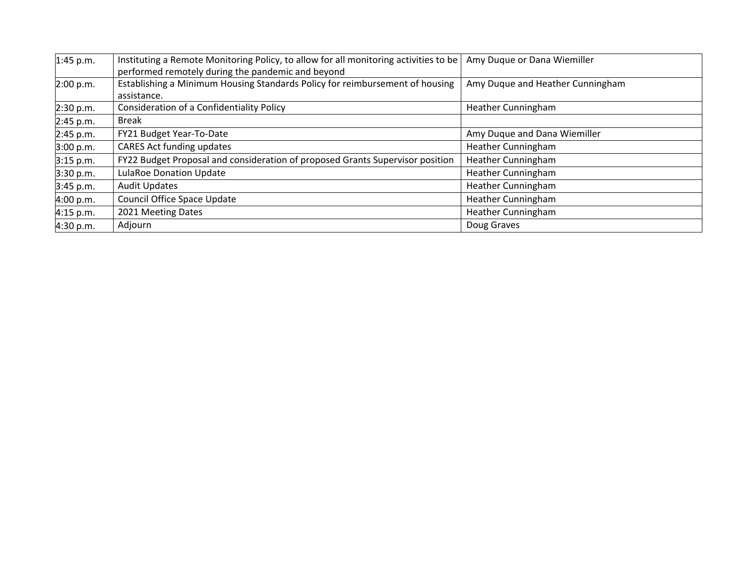| | | |
|---|---|---|
| 1:45 p.m. | Instituting a Remote Monitoring Policy, to allow for all monitoring activities to be performed remotely during the pandemic and beyond | Amy Duque or Dana Wiemiller |
| 2:00 p.m. | Establishing a Minimum Housing Standards Policy for reimbursement of housing assistance. | Amy Duque and Heather Cunningham |
| 2:30 p.m. | Consideration of a Confidentiality Policy | Heather Cunningham |
| 2:45 p.m. | Break | |
| 2:45 p.m. | FY21 Budget Year-To-Date | Amy Duque and Dana Wiemiller |
| 3:00 p.m. | CARES Act funding updates | Heather Cunningham |
| 3:15 p.m. | FY22 Budget Proposal and consideration of proposed Grants Supervisor position | Heather Cunningham |
| 3:30 p.m. | LulaRoe Donation Update | Heather Cunningham |
| 3:45 p.m. | Audit Updates | Heather Cunningham |
| 4:00 p.m. | Council Office Space Update | Heather Cunningham |
| 4:15 p.m. | 2021 Meeting Dates | Heather Cunningham |
| 4:30 p.m. | Adjourn | Doug Graves |